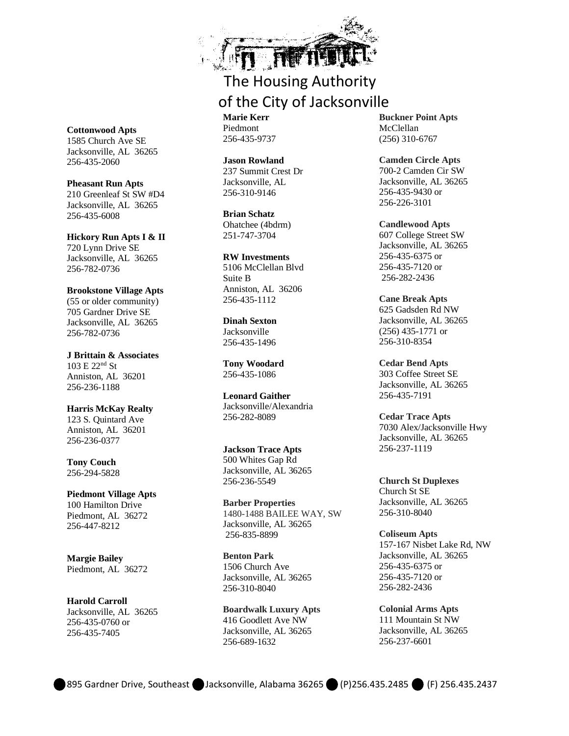# The Housing Authority of the City of Jacksonville

**Cottonwood Apts**
1585 Church Ave SE
Jacksonville, AL 36265
256-435-2060

**Pheasant Run Apts**
210 Greenleaf St SW #D4
Jacksonville, AL 36265
256-435-6008

**Hickory Run Apts I & II**
720 Lynn Drive SE
Jacksonville, AL 36265
256-782-0736

**Brookstone Village Apts**
(55 or older community)
705 Gardner Drive SE
Jacksonville, AL 36265
256-782-0736

**J Brittain & Associates**
103 E 22nd St
Anniston, AL 36201
256-236-1188

**Harris McKay Realty**
123 S. Quintard Ave
Anniston, AL 36201
256-236-0377

**Tony Couch**
256-294-5828

**Piedmont Village Apts**
100 Hamilton Drive
Piedmont, AL 36272
256-447-8212

**Margie Bailey**
Piedmont, AL 36272

**Harold Carroll**
Jacksonville, AL 36265
256-435-0760 or
256-435-7405

**Marie Kerr**
Piedmont
256-435-9737

**Jason Rowland**
237 Summit Crest Dr
Jacksonville, AL
256-310-9146

**Brian Schatz**
Ohatchee (4bdrm)
251-747-3704

**RW Investments**
5106 McClellan Blvd
Suite B
Anniston, AL 36206
256-435-1112

**Dinah Sexton**
Jacksonville
256-435-1496

**Tony Woodard**
256-435-1086

**Leonard Gaither**
Jacksonville/Alexandria
256-282-8089

**Jackson Trace Apts**
500 Whites Gap Rd
Jacksonville, AL 36265
256-236-5549

**Barber Properties**
1480-1488 BAILEE WAY, SW
Jacksonville, AL 36265
256-835-8899

**Benton Park**
1506 Church Ave
Jacksonville, AL 36265
256-310-8040

**Boardwalk Luxury Apts**
416 Goodlett Ave NW
Jacksonville, AL 36265
256-689-1632

**Buckner Point Apts**
McClellan
(256) 310-6767

**Camden Circle Apts**
700-2 Camden Cir SW
Jacksonville, AL 36265
256-435-9430 or
256-226-3101

**Candlewood Apts**
607 College Street SW
Jacksonville, AL 36265
256-435-6375 or
256-435-7120 or
256-282-2436

**Cane Break Apts**
625 Gadsden Rd NW
Jacksonville, AL 36265
(256) 435-1771 or
256-310-8354

**Cedar Bend Apts**
303 Coffee Street SE
Jacksonville, AL 36265
256-435-7191

**Cedar Trace Apts**
7030 Alex/Jacksonville Hwy
Jacksonville, AL 36265
256-237-1119

**Church St Duplexes**
Church St SE
Jacksonville, AL 36265
256-310-8040

**Coliseum Apts**
157-167 Nisbet Lake Rd, NW
Jacksonville, AL 36265
256-435-6375 or
256-435-7120 or
256-282-2436

**Colonial Arms Apts**
111 Mountain St NW
Jacksonville, AL 36265
256-237-6601

895 Gardner Drive, Southeast ● Jacksonville, Alabama 36265 ● (P)256.435.2485 ● (F) 256.435.2437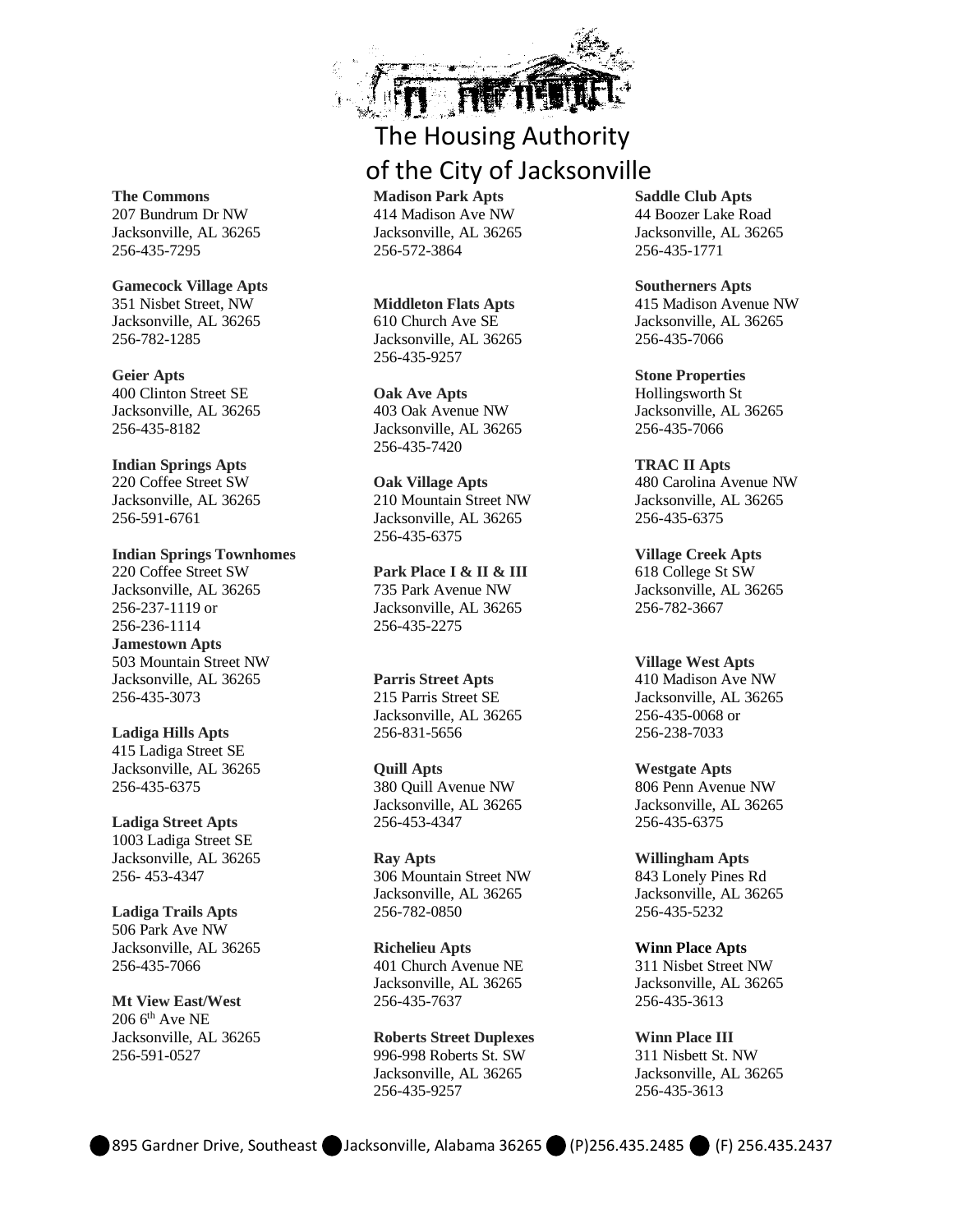# The Housing Authority of the City of Jacksonville

**The Commons**
207 Bundrum Dr NW
Jacksonville, AL 36265
256-435-7295

**Gamecock Village Apts**
351 Nisbet Street, NW
Jacksonville, AL 36265
256-782-1285

**Geier Apts**
400 Clinton Street SE
Jacksonville, AL 36265
256-435-8182

**Indian Springs Apts**
220 Coffee Street SW
Jacksonville, AL 36265
256-591-6761

**Indian Springs Townhomes**
220 Coffee Street SW
Jacksonville, AL 36265
256-237-1119 or
256-236-1114

**Jamestown Apts**
503 Mountain Street NW
Jacksonville, AL 36265
256-435-3073

**Ladiga Hills Apts**
415 Ladiga Street SE
Jacksonville, AL 36265
256-435-6375

**Ladiga Street Apts**
1003 Ladiga Street SE
Jacksonville, AL 36265
256- 453-4347

**Ladiga Trails Apts**
506 Park Ave NW
Jacksonville, AL 36265
256-435-7066

**Mt View East/West**
206 6th Ave NE
Jacksonville, AL 36265
256-591-0527

**Madison Park Apts**
414 Madison Ave NW
Jacksonville, AL 36265
256-572-3864

**Middleton Flats Apts**
610 Church Ave SE
Jacksonville, AL 36265
256-435-9257

**Oak Ave Apts**
403 Oak Avenue NW
Jacksonville, AL 36265
256-435-7420

**Oak Village Apts**
210 Mountain Street NW
Jacksonville, AL 36265
256-435-6375

**Park Place I & II & III**
735 Park Avenue NW
Jacksonville, AL 36265
256-435-2275

**Parris Street Apts**
215 Parris Street SE
Jacksonville, AL 36265
256-831-5656

**Quill Apts**
380 Quill Avenue NW
Jacksonville, AL 36265
256-453-4347

**Ray Apts**
306 Mountain Street NW
Jacksonville, AL 36265
256-782-0850

**Richelieu Apts**
401 Church Avenue NE
Jacksonville, AL 36265
256-435-7637

**Roberts Street Duplexes**
996-998 Roberts St. SW
Jacksonville, AL 36265
256-435-9257

**Saddle Club Apts**
44 Boozer Lake Road
Jacksonville, AL 36265
256-435-1771

**Southerners Apts**
415 Madison Avenue NW
Jacksonville, AL 36265
256-435-7066

**Stone Properties**
Hollingsworth St
Jacksonville, AL 36265
256-435-7066

**TRAC II Apts**
480 Carolina Avenue NW
Jacksonville, AL 36265
256-435-6375

**Village Creek Apts**
618 College St SW
Jacksonville, AL 36265
256-782-3667

**Village West Apts**
410 Madison Ave NW
Jacksonville, AL 36265
256-435-0068 or
256-238-7033

**Westgate Apts**
806 Penn Avenue NW
Jacksonville, AL 36265
256-435-6375

**Willingham Apts**
843 Lonely Pines Rd
Jacksonville, AL 36265
256-435-5232

**Winn Place Apts**
311 Nisbet Street NW
Jacksonville, AL 36265
256-435-3613

**Winn Place III**
311 Nisbett St. NW
Jacksonville, AL 36265
256-435-3613

895 Gardner Drive, Southeast • Jacksonville, Alabama 36265 • (P)256.435.2485 • (F) 256.435.2437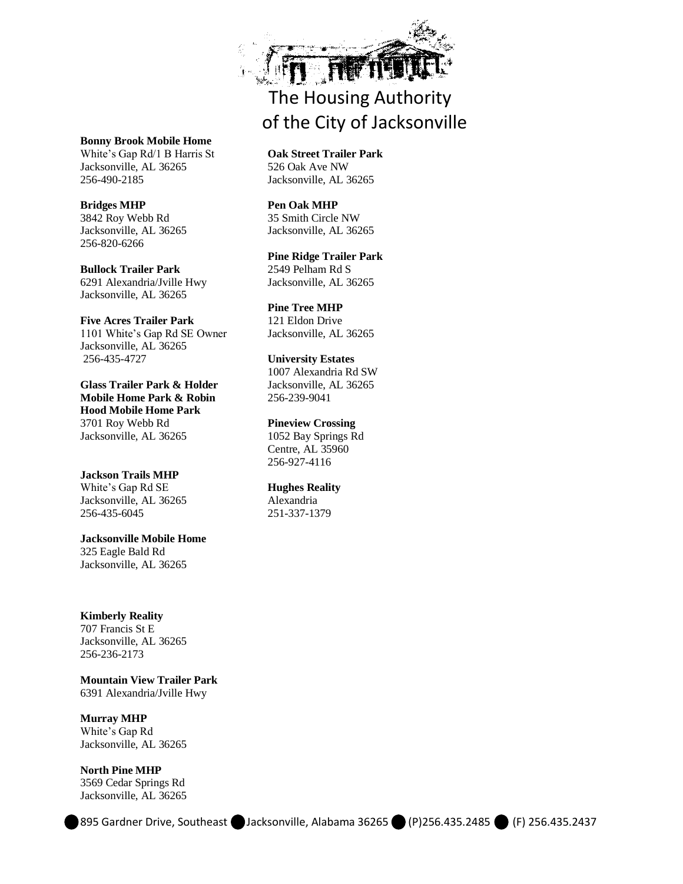# The Housing Authority of the City of Jacksonville

**Bonny Brook Mobile Home**
White's Gap Rd/1 B Harris St
Jacksonville, AL 36265
256-490-2185

**Bridges MHP**
3842 Roy Webb Rd
Jacksonville, AL 36265
256-820-6266

**Bullock Trailer Park**
6291 Alexandria/Jville Hwy
Jacksonville, AL 36265

**Five Acres Trailer Park**
1101 White's Gap Rd SE Owner
Jacksonville, AL 36265
256-435-4727

**Glass Trailer Park & Holder Mobile Home Park & Robin Hood Mobile Home Park**
3701 Roy Webb Rd
Jacksonville, AL 36265

**Jackson Trails MHP**
White's Gap Rd SE
Jacksonville, AL 36265
256-435-6045

**Jacksonville Mobile Home**
325 Eagle Bald Rd
Jacksonville, AL 36265

**Kimberly Reality**
707 Francis St E
Jacksonville, AL 36265
256-236-2173

**Mountain View Trailer Park**
6391 Alexandria/Jville Hwy

**Murray MHP**
White's Gap Rd
Jacksonville, AL 36265

**North Pine MHP**
3569 Cedar Springs Rd
Jacksonville, AL 36265

**Oak Street Trailer Park**
526 Oak Ave NW
Jacksonville, AL 36265

**Pen Oak MHP**
35 Smith Circle NW
Jacksonville, AL 36265

**Pine Ridge Trailer Park**
2549 Pelham Rd S
Jacksonville, AL 36265

**Pine Tree MHP**
121 Eldon Drive
Jacksonville, AL 36265

**University Estates**
1007 Alexandria Rd SW
Jacksonville, AL 36265
256-239-9041

**Pineview Crossing**
1052 Bay Springs Rd
Centre, AL 35960
256-927-4116

**Hughes Reality**
Alexandria
251-337-1379

895 Gardner Drive, Southeast ● Jacksonville, Alabama 36265 ● (P)256.435.2485 ● (F) 256.435.2437